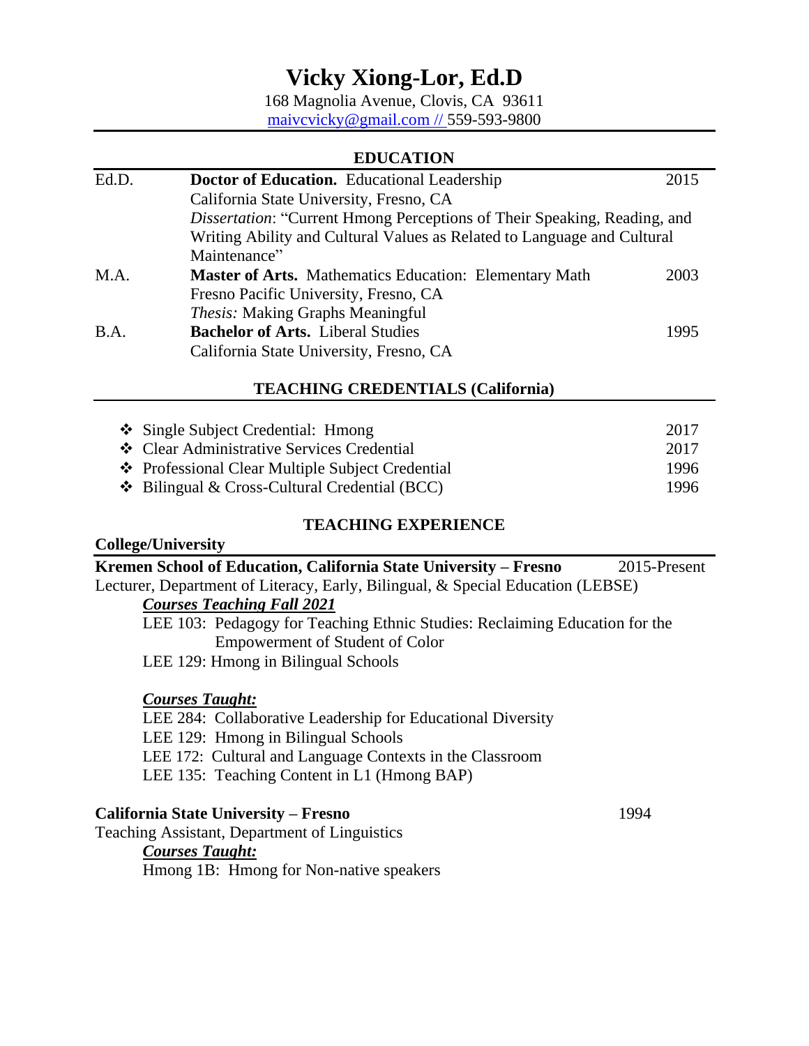# Vicky Xiong-Lor, Ed.D

168 Magnolia Avenue, Clovis, CA 93611
maivcvicky@gmail.com // 559-593-9800

## EDUCATION

| | | |
|---|---|---|
| Ed.D. | **Doctor of Education.** Educational Leadership<br>California State University, Fresno, CA<br>*Dissertation*: "Current Hmong Perceptions of Their Speaking, Reading, and Writing Ability and Cultural Values as Related to Language and Cultural Maintenance" | 2015 |
| M.A. | **Master of Arts.** Mathematics Education: Elementary Math<br>Fresno Pacific University, Fresno, CA<br>*Thesis:* Making Graphs Meaningful | 2003 |
| B.A. | **Bachelor of Arts.** Liberal Studies<br>California State University, Fresno, CA | 1995 |

## TEACHING CREDENTIALS (California)

- Single Subject Credential: Hmong — 2017
- Clear Administrative Services Credential — 2017
- Professional Clear Multiple Subject Credential — 1996
- Bilingual & Cross-Cultural Credential (BCC) — 1996

## TEACHING EXPERIENCE

### College/University

**Kremen School of Education, California State University – Fresno** — 2015-Present
Lecturer, Department of Literacy, Early, Bilingual, & Special Education (LEBSE)

***Courses Teaching Fall 2021***

LEE 103: Pedagogy for Teaching Ethnic Studies: Reclaiming Education for the Empowerment of Student of Color
LEE 129: Hmong in Bilingual Schools

***Courses Taught:***

LEE 284: Collaborative Leadership for Educational Diversity
LEE 129: Hmong in Bilingual Schools
LEE 172: Cultural and Language Contexts in the Classroom
LEE 135: Teaching Content in L1 (Hmong BAP)

**California State University – Fresno** — 1994
Teaching Assistant, Department of Linguistics

***Courses Taught:***

Hmong 1B: Hmong for Non-native speakers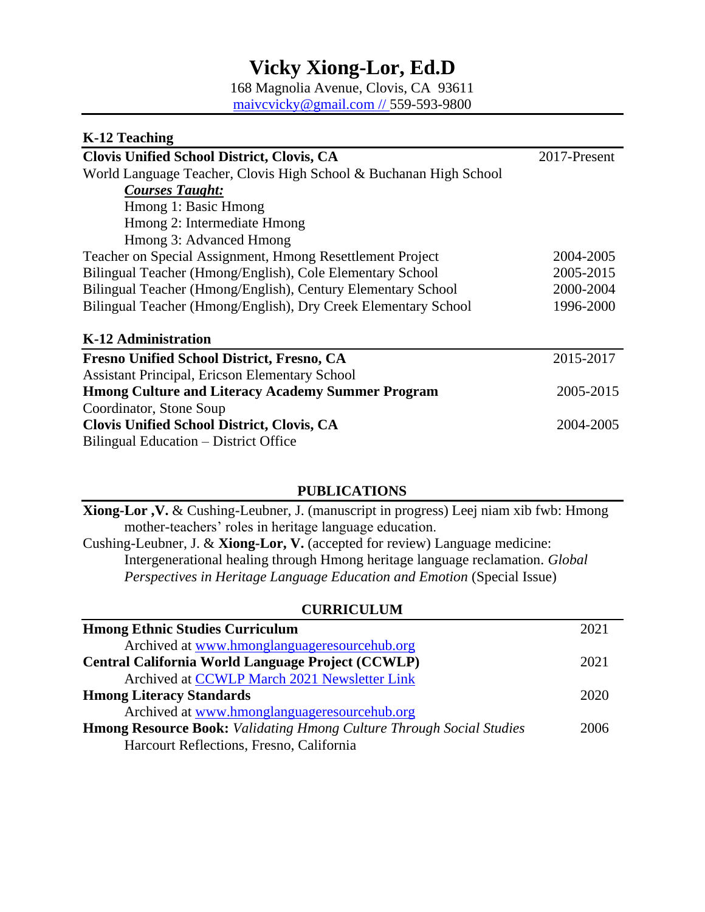# Vicky Xiong-Lor, Ed.D

168 Magnolia Avenue, Clovis, CA 93611
maivcvicky@gmail.com // 559-593-9800

## K-12 Teaching

**Clovis Unified School District, Clovis, CA** — 2017-Present
World Language Teacher, Clovis High School & Buchanan High School

***Courses Taught:***
- Hmong 1: Basic Hmong
- Hmong 2: Intermediate Hmong
- Hmong 3: Advanced Hmong

Teacher on Special Assignment, Hmong Resettlement Project — 2004-2005
Bilingual Teacher (Hmong/English), Cole Elementary School — 2005-2015
Bilingual Teacher (Hmong/English), Century Elementary School — 2000-2004
Bilingual Teacher (Hmong/English), Dry Creek Elementary School — 1996-2000

## K-12 Administration

**Fresno Unified School District, Fresno, CA** — 2015-2017
Assistant Principal, Ericson Elementary School

**Hmong Culture and Literacy Academy Summer Program** — 2005-2015
Coordinator, Stone Soup

**Clovis Unified School District, Clovis, CA** — 2004-2005
Bilingual Education – District Office

## PUBLICATIONS

**Xiong-Lor ,V.** & Cushing-Leubner, J. (manuscript in progress) Leej niam xib fwb: Hmong mother-teachers' roles in heritage language education.

Cushing-Leubner, J. & **Xiong-Lor, V.** (accepted for review) Language medicine: Intergenerational healing through Hmong heritage language reclamation. *Global Perspectives in Heritage Language Education and Emotion* (Special Issue)

## CURRICULUM

**Hmong Ethnic Studies Curriculum** — 2021
Archived at www.hmonglanguageresourcehub.org

**Central California World Language Project (CCWLP)** — 2021
Archived at CCWLP March 2021 Newsletter Link

**Hmong Literacy Standards** — 2020
Archived at www.hmonglanguageresourcehub.org

**Hmong Resource Book:** *Validating Hmong Culture Through Social Studies* — 2006
Harcourt Reflections, Fresno, California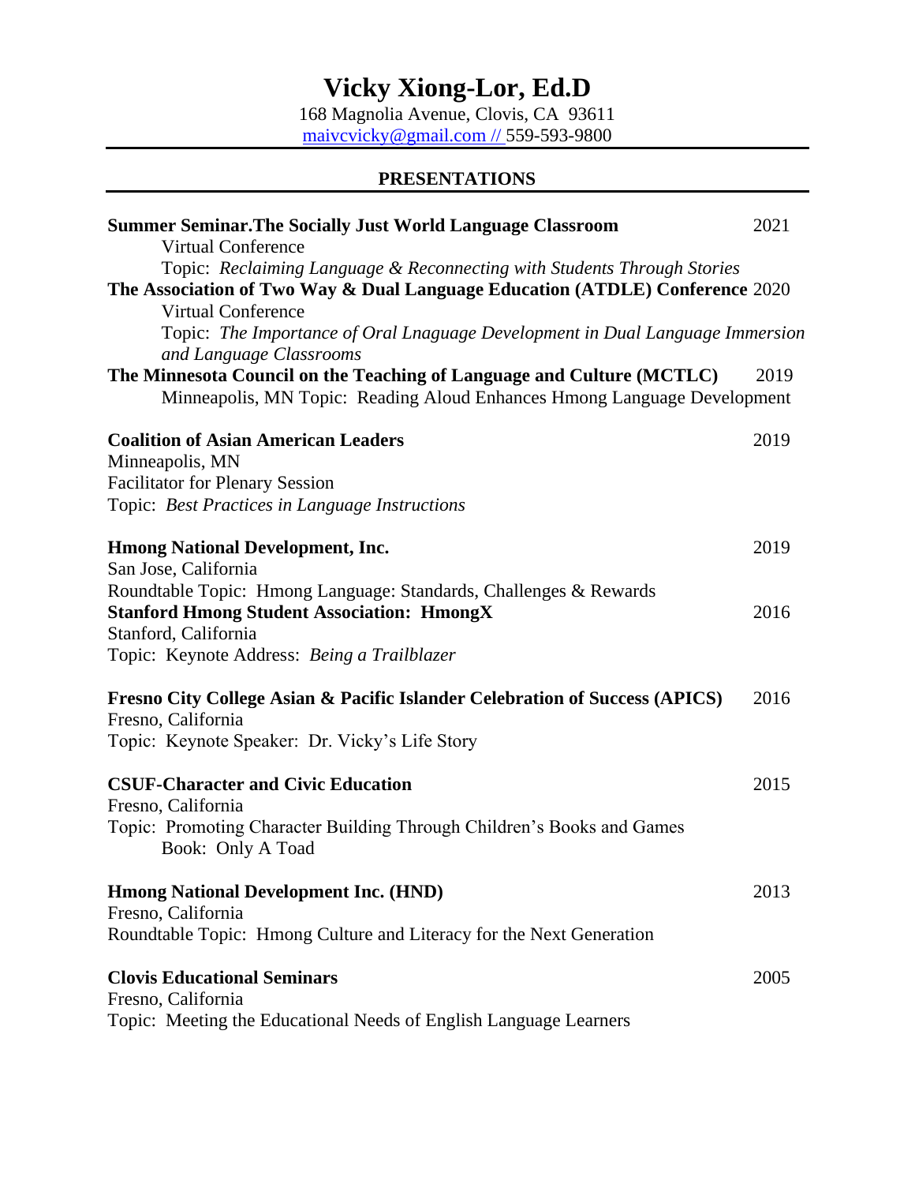# Vicky Xiong-Lor, Ed.D

168 Magnolia Avenue, Clovis, CA 93611
maivcvicky@gmail.com // 559-593-9800

## PRESENTATIONS

**Summer Seminar.The Socially Just World Language Classroom** — 2021
Virtual Conference
Topic: *Reclaiming Language & Reconnecting with Students Through Stories*

**The Association of Two Way & Dual Language Education (ATDLE) Conference** — 2020
Virtual Conference
Topic: *The Importance of Oral Lnaguage Development in Dual Language Immersion and Language Classrooms*

**The Minnesota Council on the Teaching of Language and Culture (MCTLC)** — 2019
Minneapolis, MN Topic: Reading Aloud Enhances Hmong Language Development

**Coalition of Asian American Leaders** — 2019
Minneapolis, MN
Facilitator for Plenary Session
Topic: *Best Practices in Language Instructions*

**Hmong National Development, Inc.** — 2019
San Jose, California
Roundtable Topic: Hmong Language: Standards, Challenges & Rewards

**Stanford Hmong Student Association: HmongX** — 2016
Stanford, California
Topic: Keynote Address: *Being a Trailblazer*

**Fresno City College Asian & Pacific Islander Celebration of Success (APICS)** — 2016
Fresno, California
Topic: Keynote Speaker: Dr. Vicky's Life Story

**CSUF-Character and Civic Education** — 2015
Fresno, California
Topic: Promoting Character Building Through Children's Books and Games
Book: Only A Toad

**Hmong National Development Inc. (HND)** — 2013
Fresno, California
Roundtable Topic: Hmong Culture and Literacy for the Next Generation

**Clovis Educational Seminars** — 2005
Fresno, California
Topic: Meeting the Educational Needs of English Language Learners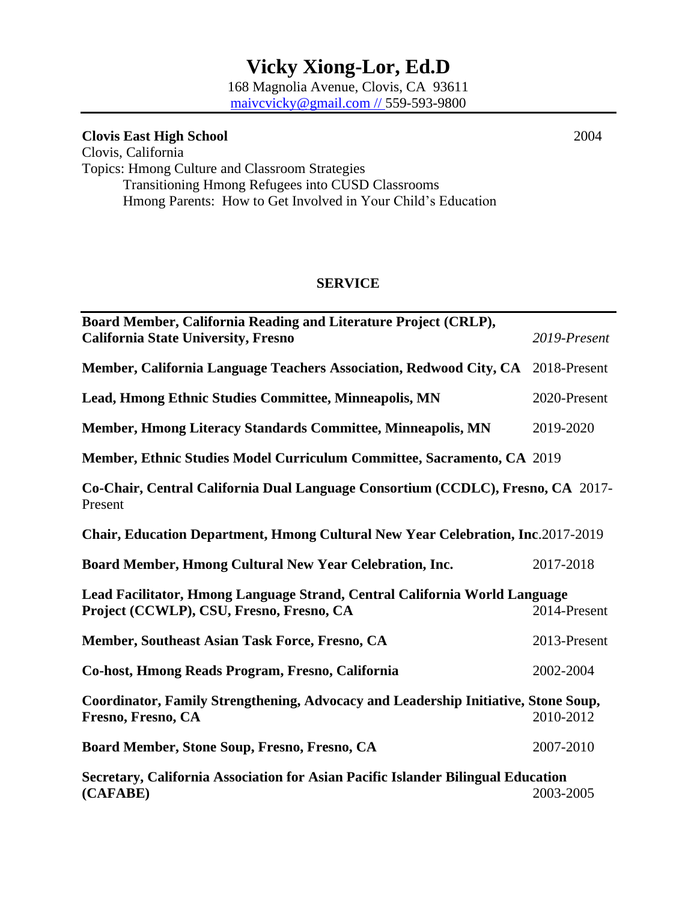# Vicky Xiong-Lor, Ed.D

168 Magnolia Avenue, Clovis, CA 93611
maivcvicky@gmail.com // 559-593-9800

---

**Clovis East High School** 2004
Clovis, California
Topics: Hmong Culture and Classroom Strategies
Transitioning Hmong Refugees into CUSD Classrooms
Hmong Parents: How to Get Involved in Your Child's Education

## SERVICE

---

**Board Member, California Reading and Literature Project (CRLP), California State University, Fresno** *2019-Present*

**Member, California Language Teachers Association, Redwood City, CA** 2018-Present

**Lead, Hmong Ethnic Studies Committee, Minneapolis, MN** 2020-Present

**Member, Hmong Literacy Standards Committee, Minneapolis, MN** 2019-2020

**Member, Ethnic Studies Model Curriculum Committee, Sacramento, CA** 2019

**Co-Chair, Central California Dual Language Consortium (CCDLC), Fresno, CA** 2017-Present

**Chair, Education Department, Hmong Cultural New Year Celebration, Inc.** 2017-2019

**Board Member, Hmong Cultural New Year Celebration, Inc.** 2017-2018

**Lead Facilitator, Hmong Language Strand, Central California World Language Project (CCWLP), CSU, Fresno, Fresno, CA** 2014-Present

**Member, Southeast Asian Task Force, Fresno, CA** 2013-Present

**Co-host, Hmong Reads Program, Fresno, California** 2002-2004

**Coordinator, Family Strengthening, Advocacy and Leadership Initiative, Stone Soup, Fresno, Fresno, CA** 2010-2012

**Board Member, Stone Soup, Fresno, Fresno, CA** 2007-2010

**Secretary, California Association for Asian Pacific Islander Bilingual Education (CAFABE)** 2003-2005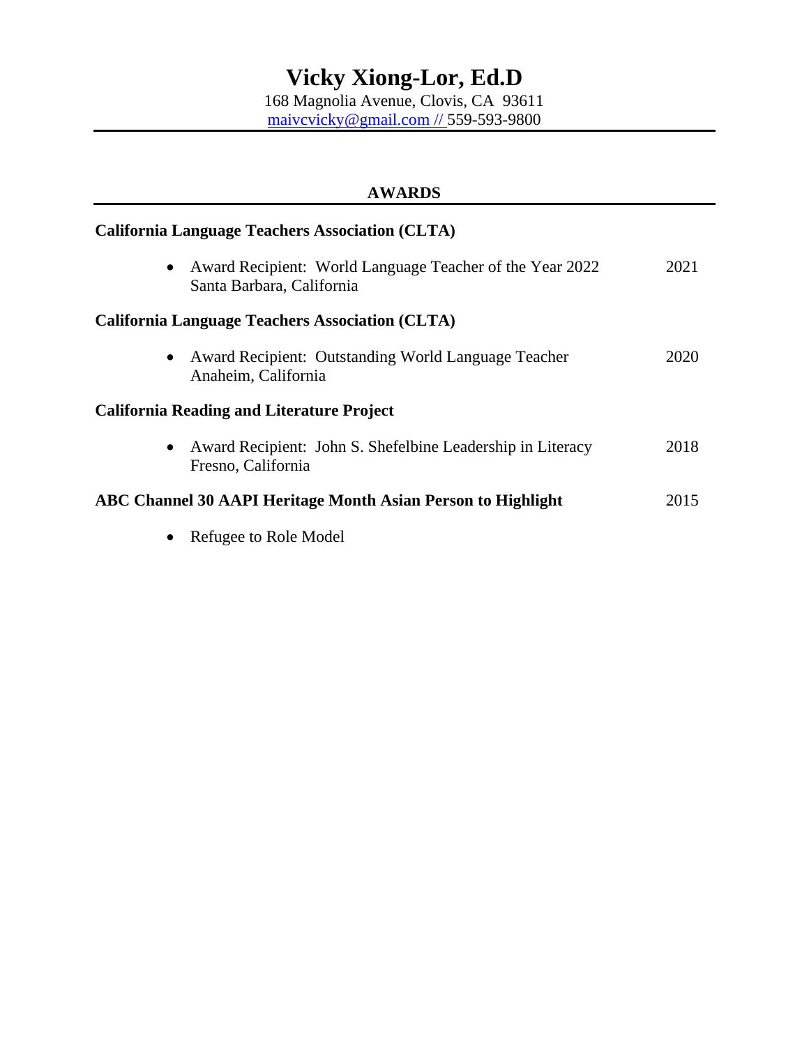# Vicky Xiong-Lor, Ed.D

168 Magnolia Avenue, Clovis, CA 93611
maivcvicky@gmail.com // 559-593-9800

## AWARDS

**California Language Teachers Association (CLTA)**

- Award Recipient: World Language Teacher of the Year 2022 — 2021
  Santa Barbara, California

**California Language Teachers Association (CLTA)**

- Award Recipient: Outstanding World Language Teacher — 2020
  Anaheim, California

**California Reading and Literature Project**

- Award Recipient: John S. Shefelbine Leadership in Literacy — 2018
  Fresno, California

**ABC Channel 30 AAPI Heritage Month Asian Person to Highlight** — 2015

- Refugee to Role Model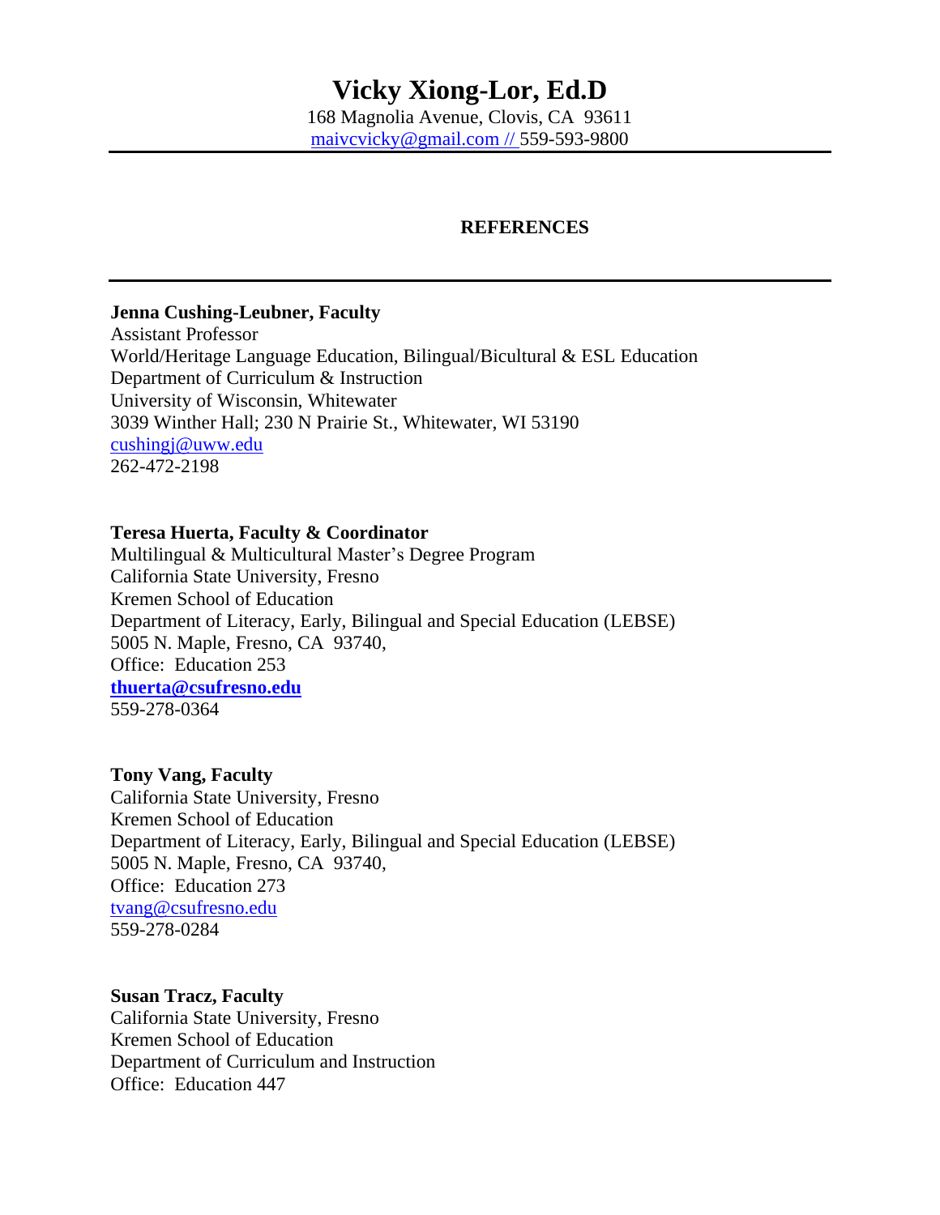# Vicky Xiong-Lor, Ed.D

168 Magnolia Avenue, Clovis, CA 93611
maivcvicky@gmail.com // 559-593-9800

---

## REFERENCES

---

**Jenna Cushing-Leubner, Faculty**
Assistant Professor
World/Heritage Language Education, Bilingual/Bicultural & ESL Education
Department of Curriculum & Instruction
University of Wisconsin, Whitewater
3039 Winther Hall; 230 N Prairie St., Whitewater, WI 53190
cushingj@uww.edu
262-472-2198

**Teresa Huerta, Faculty & Coordinator**
Multilingual & Multicultural Master's Degree Program
California State University, Fresno
Kremen School of Education
Department of Literacy, Early, Bilingual and Special Education (LEBSE)
5005 N. Maple, Fresno, CA 93740,
Office: Education 253
**thuerta@csufresno.edu**
559-278-0364

**Tony Vang, Faculty**
California State University, Fresno
Kremen School of Education
Department of Literacy, Early, Bilingual and Special Education (LEBSE)
5005 N. Maple, Fresno, CA 93740,
Office: Education 273
tvang@csufresno.edu
559-278-0284

**Susan Tracz, Faculty**
California State University, Fresno
Kremen School of Education
Department of Curriculum and Instruction
Office: Education 447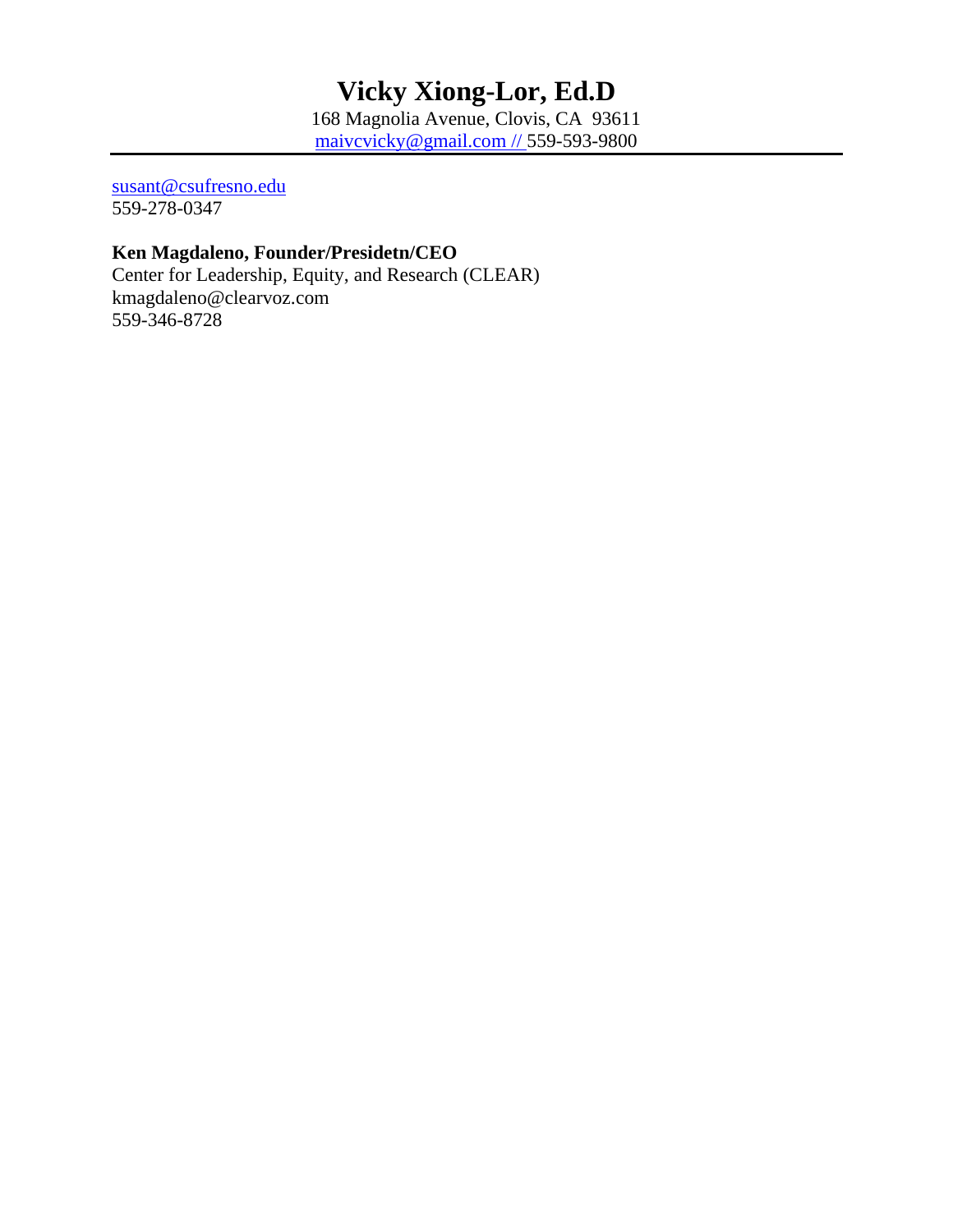# Vicky Xiong-Lor, Ed.D

168 Magnolia Avenue, Clovis, CA 93611
maivcvicky@gmail.com // 559-593-9800

---

susant@csufresno.edu
559-278-0347

**Ken Magdaleno, Founder/Presidetn/CEO**
Center for Leadership, Equity, and Research (CLEAR)
kmagdaleno@clearvoz.com
559-346-8728